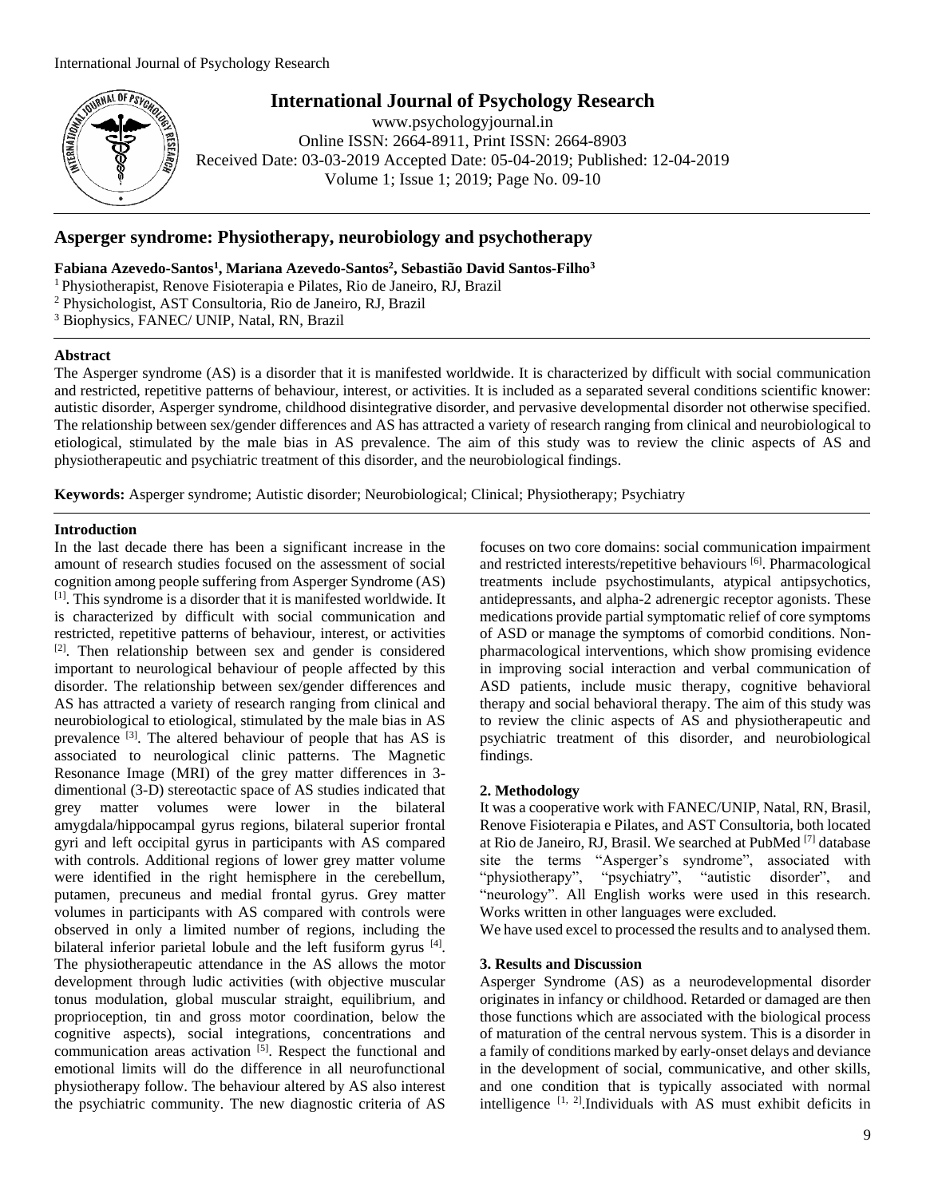# International Journal of Psychology Research

www.psychologyjournal.in
Online ISSN: 2664-8911, Print ISSN: 2664-8903
Received Date: 03-03-2019 Accepted Date: 05-04-2019; Published: 12-04-2019
Volume 1; Issue 1; 2019; Page No. 09-10

## Asperger syndrome: Physiotherapy, neurobiology and psychotherapy

**Fabiana Azevedo-Santos[1], Mariana Azevedo-Santos[2], Sebastião David Santos-Filho[3]**

[1] Physiotherapist, Renove Fisioterapia e Pilates, Rio de Janeiro, RJ, Brazil
[2] Physichologist, AST Consultoria, Rio de Janeiro, RJ, Brazil
[3] Biophysics, FANEC/ UNIP, Natal, RN, Brazil

### Abstract

The Asperger syndrome (AS) is a disorder that it is manifested worldwide. It is characterized by difficult with social communication and restricted, repetitive patterns of behaviour, interest, or activities. It is included as a separated several conditions scientific knower: autistic disorder, Asperger syndrome, childhood disintegrative disorder, and pervasive developmental disorder not otherwise specified. The relationship between sex/gender differences and AS has attracted a variety of research ranging from clinical and neurobiological to etiological, stimulated by the male bias in AS prevalence. The aim of this study was to review the clinic aspects of AS and physiotherapeutic and psychiatric treatment of this disorder, and the neurobiological findings.

**Keywords:** Asperger syndrome; Autistic disorder; Neurobiological; Clinical; Physiotherapy; Psychiatry

### Introduction

In the last decade there has been a significant increase in the amount of research studies focused on the assessment of social cognition among people suffering from Asperger Syndrome (AS) [1]. This syndrome is a disorder that it is manifested worldwide. It is characterized by difficult with social communication and restricted, repetitive patterns of behaviour, interest, or activities [2]. Then relationship between sex and gender is considered important to neurological behaviour of people affected by this disorder. The relationship between sex/gender differences and AS has attracted a variety of research ranging from clinical and neurobiological to etiological, stimulated by the male bias in AS prevalence [3]. The altered behaviour of people that has AS is associated to neurological clinic patterns. The Magnetic Resonance Image (MRI) of the grey matter differences in 3-dimentional (3-D) stereotactic space of AS studies indicated that grey matter volumes were lower in the bilateral amygdala/hippocampal gyrus regions, bilateral superior frontal gyri and left occipital gyrus in participants with AS compared with controls. Additional regions of lower grey matter volume were identified in the right hemisphere in the cerebellum, putamen, precuneus and medial frontal gyrus. Grey matter volumes in participants with AS compared with controls were observed in only a limited number of regions, including the bilateral inferior parietal lobule and the left fusiform gyrus [4]. The physiotherapeutic attendance in the AS allows the motor development through ludic activities (with objective muscular tonus modulation, global muscular straight, equilibrium, and proprioception, tin and gross motor coordination, below the cognitive aspects), social integrations, concentrations and communication areas activation [5]. Respect the functional and emotional limits will do the difference in all neurofunctional physiotherapy follow. The behaviour altered by AS also interest the psychiatric community. The new diagnostic criteria of AS focuses on two core domains: social communication impairment and restricted interests/repetitive behaviours [6]. Pharmacological treatments include psychostimulants, atypical antipsychotics, antidepressants, and alpha-2 adrenergic receptor agonists. These medications provide partial symptomatic relief of core symptoms of ASD or manage the symptoms of comorbid conditions. Non-pharmacological interventions, which show promising evidence in improving social interaction and verbal communication of ASD patients, include music therapy, cognitive behavioral therapy and social behavioral therapy. The aim of this study was to review the clinic aspects of AS and physiotherapeutic and psychiatric treatment of this disorder, and neurobiological findings.

### 2. Methodology

It was a cooperative work with FANEC/UNIP, Natal, RN, Brasil, Renove Fisioterapia e Pilates, and AST Consultoria, both located at Rio de Janeiro, RJ, Brasil. We searched at PubMed [7] database site the terms "Asperger's syndrome", associated with "physiotherapy", "psychiatry", "autistic disorder", and "neurology". All English works were used in this research. Works written in other languages were excluded.

We have used excel to processed the results and to analysed them.

### 3. Results and Discussion

Asperger Syndrome (AS) as a neurodevelopmental disorder originates in infancy or childhood. Retarded or damaged are then those functions which are associated with the biological process of maturation of the central nervous system. This is a disorder in a family of conditions marked by early-onset delays and deviance in the development of social, communicative, and other skills, and one condition that is typically associated with normal intelligence [1, 2].Individuals with AS must exhibit deficits in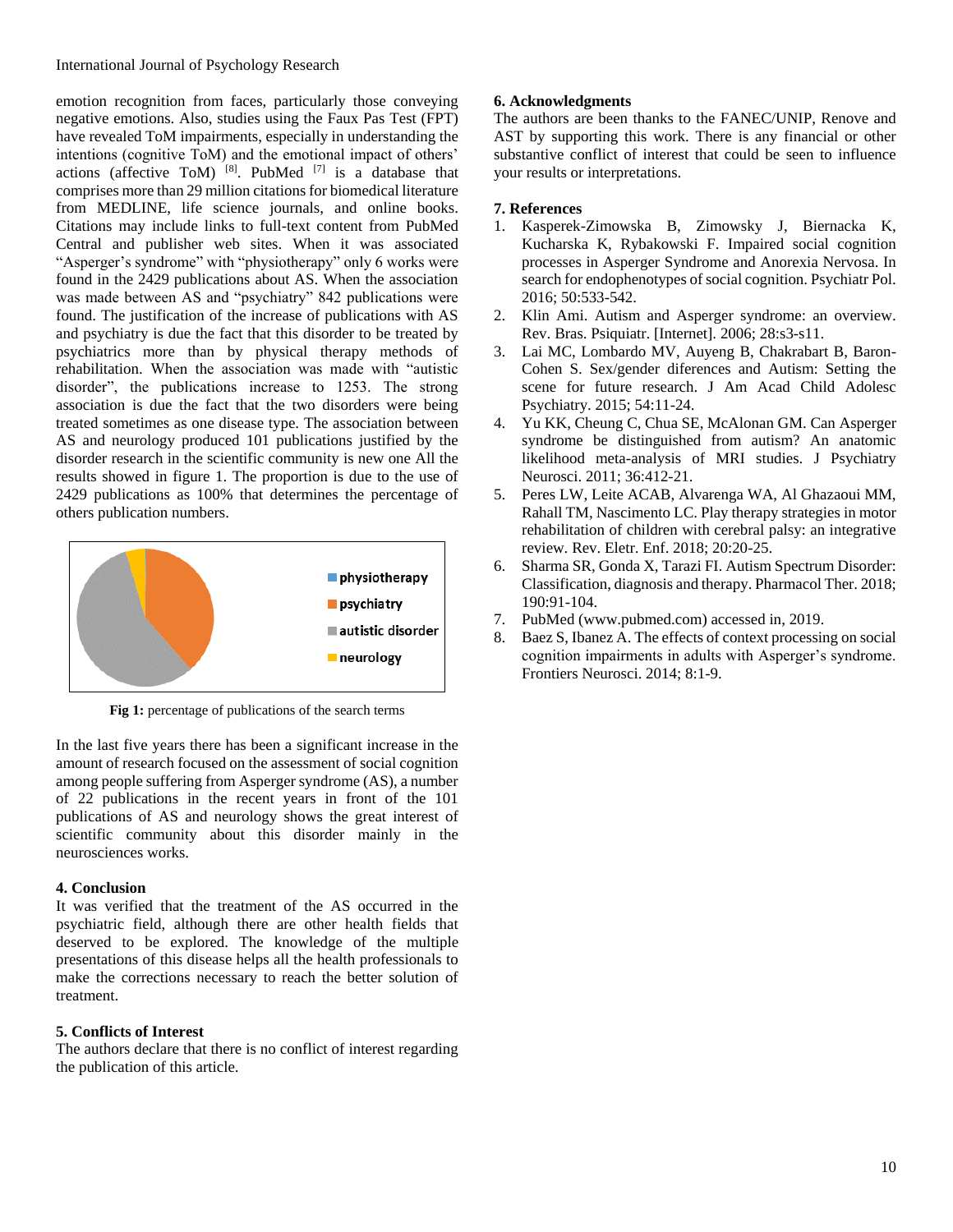emotion recognition from faces, particularly those conveying negative emotions. Also, studies using the Faux Pas Test (FPT) have revealed ToM impairments, especially in understanding the intentions (cognitive ToM) and the emotional impact of others' actions (affective ToM) [8]. PubMed [7] is a database that comprises more than 29 million citations for biomedical literature from MEDLINE, life science journals, and online books. Citations may include links to full-text content from PubMed Central and publisher web sites. When it was associated "Asperger's syndrome" with "physiotherapy" only 6 works were found in the 2429 publications about AS. When the association was made between AS and "psychiatry" 842 publications were found. The justification of the increase of publications with AS and psychiatry is due the fact that this disorder to be treated by psychiatrics more than by physical therapy methods of rehabilitation. When the association was with "autistic disorder", the publications increase to 1253. The strong association is due the fact that the two disorders were being treated sometimes as one disease type. The association between AS and neurology produced 101 publications justified by the disorder research in the scientific community is new one All the results showed in figure 1. The proportion is due to the use of 2429 publications as 100% that determines the percentage of others publication numbers.

physiotherapy
psychiatry
autistic disorder
neurology

**Fig 1:** percentage of publications of the search terms

In the last five years there has been a significant increase in the amount of research focused on the assessment of social cognition among people suffering from Asperger syndrome (AS), a number of 22 publications in the recent years in front of the 101 publications of AS and neurology shows the great interest of scientific community about this disorder mainly in the neurosciences works.

## 4. Conclusion

It was verified that the treatment of the AS occurred in the psychiatric field, although there are other health fields that deserved to be explored. The knowledge of the multiple presentations of this disease helps all the health professionals to make the corrections necessary to reach the better solution of treatment.

## 5. Conflicts of Interest

The authors declare that there is no conflict of interest regarding the publication of this article.

## 6. Acknowledgments

The authors are been thanks to the FANEC/UNIP, Renove and AST by supporting this work. There is any financial or other substantive conflict of interest that could be seen to influence your results or interpretations.

## 7. References

1. Kasperek-Zimowska B, Zimowsky J, Biernacka K, Kucharska K, Rybakowski F. Impaired social cognition processes in Asperger Syndrome and Anorexia Nervosa. In search for endophenotypes of social cognition. Psychiatr Pol. 2016; 50:533-542.
2. Klin Ami. Autism and Asperger syndrome: an overview. Rev. Bras. Psiquiatr. [Internet]. 2006; 28:s3-s11.
3. Lai MC, Lombardo MV, Auyeng B, Chakrabart B, Baron-Cohen S. Sex/gender diferences and Autism: Setting the scene for future research. J Am Acad Child Adolesc Psychiatry. 2015; 54:11-24.
4. Yu KK, Cheung C, Chua SE, McAlonan GM. Can Asperger syndrome be distinguished from autism? An anatomic likelihood meta-analysis of MRI studies. J Psychiatry Neurosci. 2011; 36:412-21.
5. Peres LW, Leite ACAB, Alvarenga WA, Al Ghazaoui MM, Rahall TM, Nascimento LC. Play therapy strategies in motor rehabilitation of children with cerebral palsy: an integrative review. Rev. Eletr. Enf. 2018; 20:20-25.
6. Sharma SR, Gonda X, Tarazi FI. Autism Spectrum Disorder: Classification, diagnosis and therapy. Pharmacol Ther. 2018; 190:91-104.
7. PubMed (www.pubmed.com) accessed in, 2019.
8. Baez S, Ibanez A. The effects of context processing on social cognition impairments in adults with Asperger's syndrome. Frontiers Neurosci. 2014; 8:1-9.